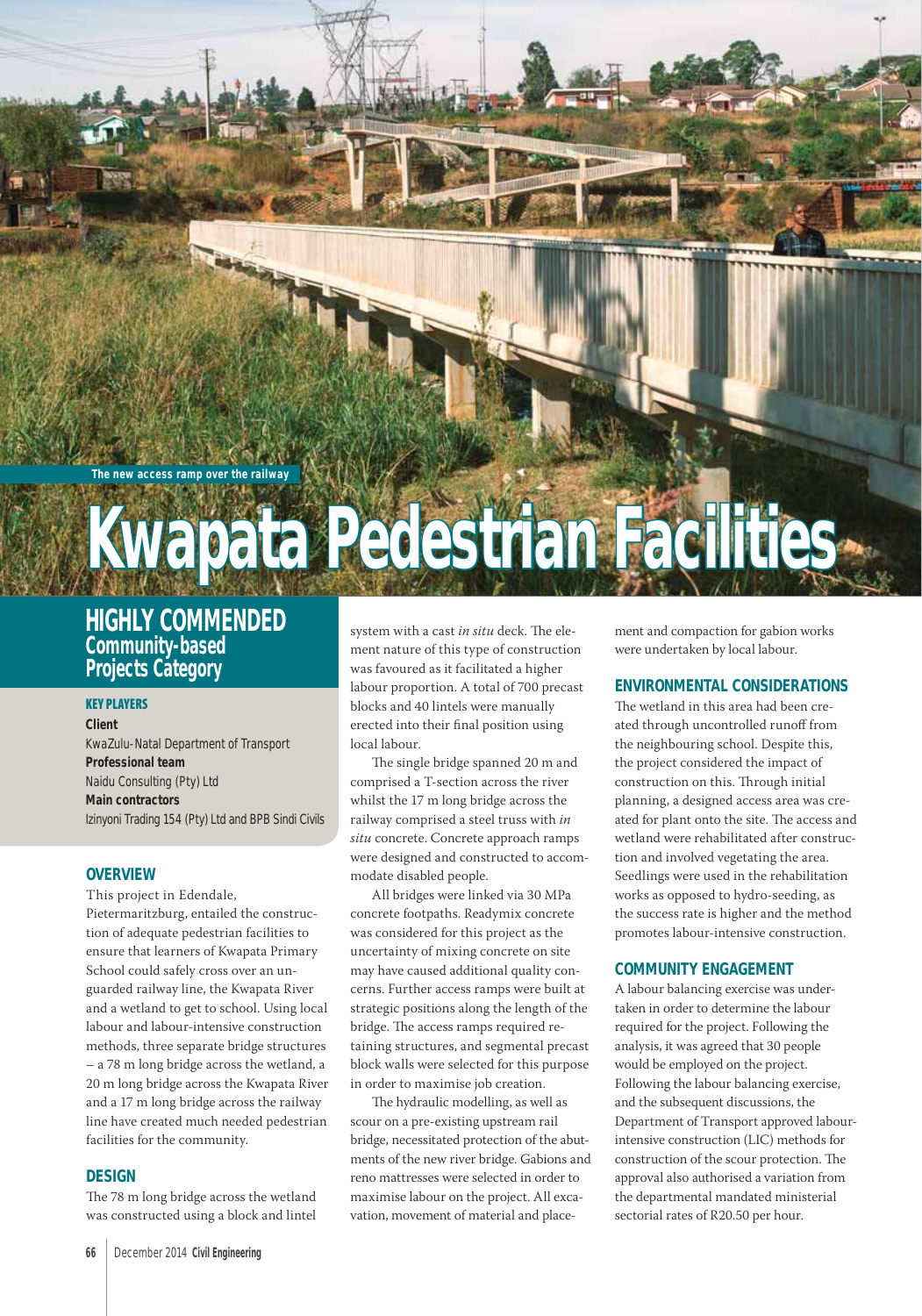The new access ramp over the railway

# Kwapata Pedestrian Facilities

## HIGHLY COMMENDED
### Community-based Projects Category

**KEY PLAYERS**

**Client**
KwaZulu-Natal Department of Transport

**Professional team**
Naidu Consulting (Pty) Ltd

**Main contractors**
Izinyoni Trading 154 (Pty) Ltd and BPB Sindi Civils

### OVERVIEW

This project in Edendale, Pietermaritzburg, entailed the construction of adequate pedestrian facilities to ensure that learners of Kwapata Primary School could safely cross over an unguarded railway line, the Kwapata River and a wetland to get to school. Using local labour and labour-intensive construction methods, three separate bridge structures – a 78 m long bridge across the wetland, a 20 m long bridge across the Kwapata River and a 17 m long bridge across the railway line have created much needed pedestrian facilities for the community.

### DESIGN

The 78 m long bridge across the wetland was constructed using a block and lintel system with a cast *in situ* deck. The element nature of this type of construction was favoured as it facilitated a higher labour proportion. A total of 700 precast blocks and 40 lintels were manually erected into their final position using local labour.

The single bridge spanned 20 m and comprised a T-section across the river whilst the 17 m long bridge across the railway comprised a steel truss with *in situ* concrete. Concrete approach ramps were designed and constructed to accommodate disabled people.

All bridges were linked via 30 MPa concrete footpaths. Readymix concrete was considered for this project as the uncertainty of mixing concrete on site may have caused additional quality concerns. Further access ramps were built at strategic positions along the length of the bridge. The access ramps required retaining structures, and segmental precast block walls were selected for this purpose in order to maximise job creation.

The hydraulic modelling, as well as scour on a pre-existing upstream rail bridge, necessitated protection of the abutments of the new river bridge. Gabions and reno mattresses were selected in order to maximise labour on the project. All excavation, movement of material and placement and compaction for gabion works were undertaken by local labour.

### ENVIRONMENTAL CONSIDERATIONS

The wetland in this area had been created through uncontrolled runoff from the neighbouring school. Despite this, the project considered the impact of construction on this. Through initial planning, a designed access area was created for plant onto the site. The access and wetland were rehabilitated after construction and involved vegetating the area. Seedlings were used in the rehabilitation works as opposed to hydro-seeding, as the success rate is higher and the method promotes labour-intensive construction.

### COMMUNITY ENGAGEMENT

A labour balancing exercise was undertaken in order to determine the labour required for the project. Following the analysis, it was agreed that 30 people would be employed on the project. Following the labour balancing exercise, and the subsequent discussions, the Department of Transport approved labour-intensive construction (LIC) methods for construction of the scour protection. The approval also authorised a variation from the departmental mandated ministerial sectorial rates of R20.50 per hour.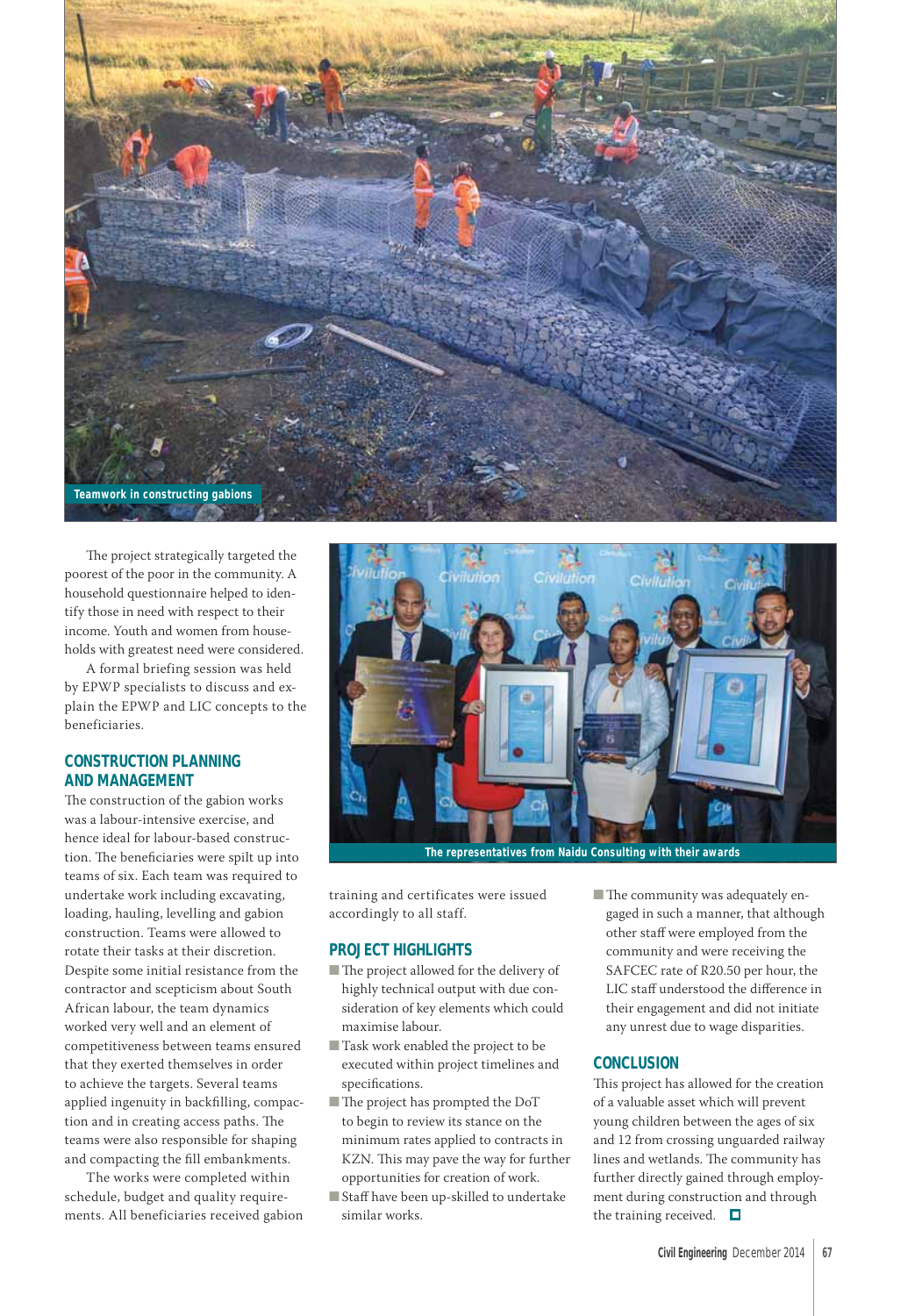Teamwork in constructing gabions

The project strategically targeted the poorest of the poor in the community. A household questionnaire helped to identify those in need with respect to their income. Youth and women from households with greatest need were considered.

A formal briefing session was held by EPWP specialists to discuss and explain the EPWP and LIC concepts to the beneficiaries.

## CONSTRUCTION PLANNING AND MANAGEMENT

The construction of the gabion works was a labour-intensive exercise, and hence ideal for labour-based construction. The beneficiaries were spilt up into teams of six. Each team was required to undertake work including excavating, loading, hauling, levelling and gabion construction. Teams were allowed to rotate their tasks at their discretion. Despite some initial resistance from the contractor and scepticism about South African labour, the team dynamics worked very well and an element of competitiveness between teams ensured that they exerted themselves in order to achieve the targets. Several teams applied ingenuity in backfilling, compaction and in creating access paths. The teams were also responsible for shaping and compacting the fill embankments.

The works were completed within schedule, budget and quality requirements. All beneficiaries received gabion training and certificates were issued accordingly to all staff.

The representatives from Naidu Consulting with their awards

## PROJECT HIGHLIGHTS

- The project allowed for the delivery of highly technical output with due consideration of key elements which could maximise labour.
- Task work enabled the project to be executed within project timelines and specifications.
- The project has prompted the DoT to begin to review its stance on the minimum rates applied to contracts in KZN. This may pave the way for further opportunities for creation of work.
- Staff have been up-skilled to undertake similar works.
- The community was adequately engaged in such a manner, that although other staff were employed from the community and were receiving the SAFCEC rate of R20.50 per hour, the LIC staff understood the difference in their engagement and did not initiate any unrest due to wage disparities.

## CONCLUSION

This project has allowed for the creation of a valuable asset which will prevent young children between the ages of six and 12 from crossing unguarded railway lines and wetlands. The community has further directly gained through employment during construction and through the training received.